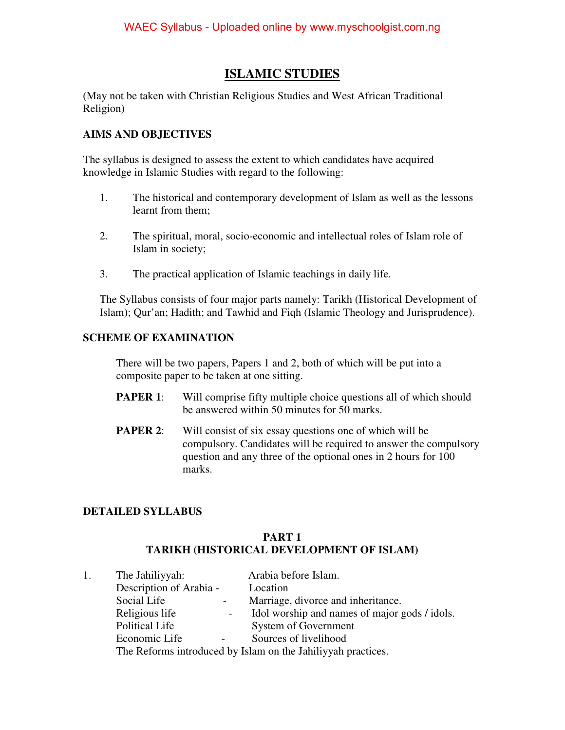# ISLAMIC STUDIES

(May not be taken with Christian Religious Studies and West African Traditional Religion)

**AIMS AND OBJECTIVES**

The syllabus is designed to assess the extent to which candidates have acquired knowledge in Islamic Studies with regard to the following:

1. The historical and contemporary development of Islam as well as the lessons learnt from them;
2. The spiritual, moral, socio-economic and intellectual roles of Islam role of Islam in society;
3. The practical application of Islamic teachings in daily life.

The Syllabus consists of four major parts namely: Tarikh (Historical Development of Islam); Qur'an; Hadith; and Tawhid and Fiqh (Islamic Theology and Jurisprudence).

**SCHEME OF EXAMINATION**

There will be two papers, Papers 1 and 2, both of which will be put into a composite paper to be taken at one sitting.

**PAPER 1**: Will comprise fifty multiple choice questions all of which should be answered within 50 minutes for 50 marks.

**PAPER 2**: Will consist of six essay questions one of which will be compulsory. Candidates will be required to answer the compulsory question and any three of the optional ones in 2 hours for 100 marks.

**DETAILED SYLLABUS**

**PART 1**
**TARIKH (HISTORICAL DEVELOPMENT OF ISLAM)**

1. The Jahiliyyah: Arabia before Islam.
   Description of Arabia - Location
   Social Life - Marriage, divorce and inheritance.
   Religious life - Idol worship and names of major gods / idols.
   Political Life System of Government
   Economic Life - Sources of livelihood
   The Reforms introduced by Islam on the Jahiliyyah practices.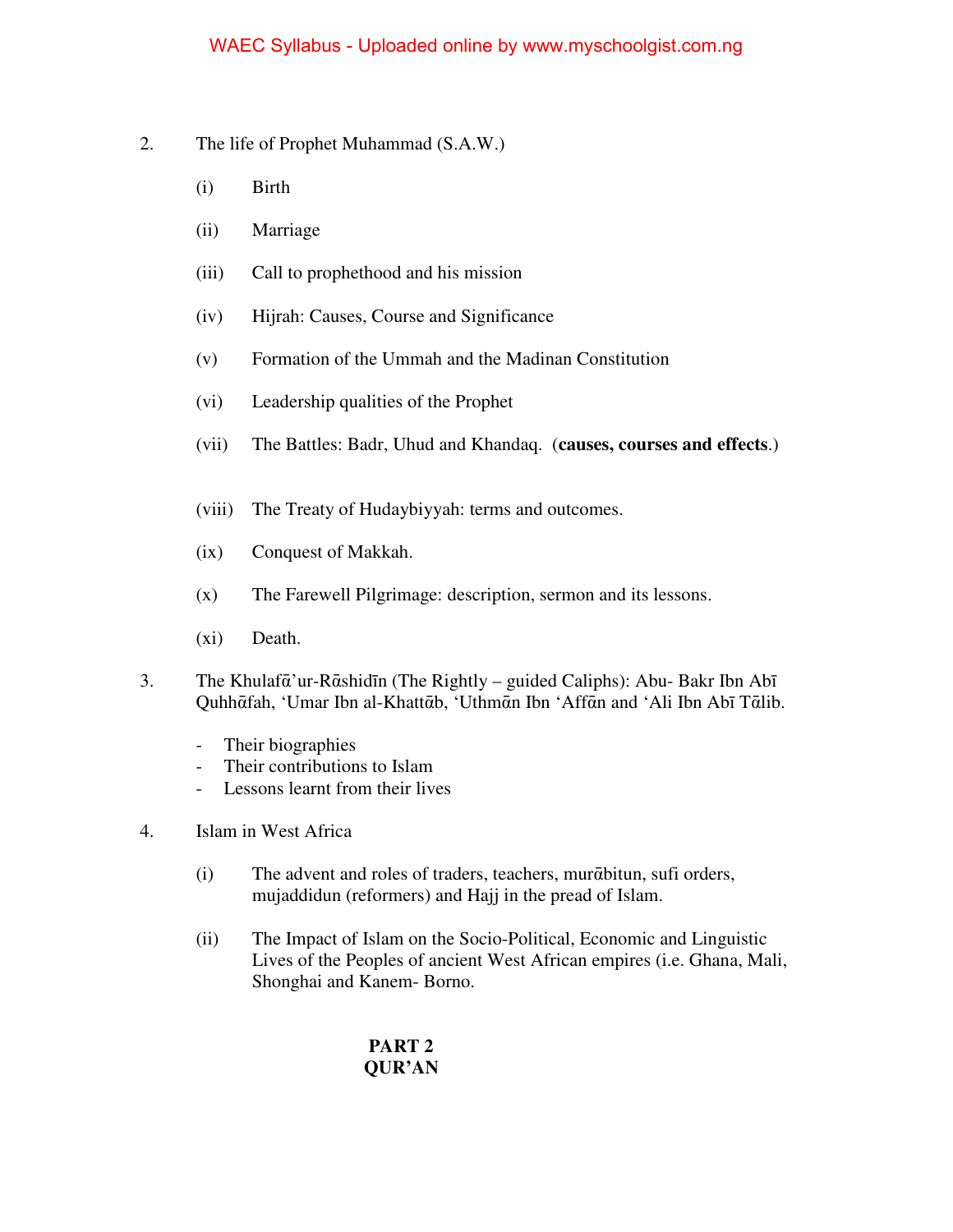2. The life of Prophet Muhammad (S.A.W.)

   (i) Birth

   (ii) Marriage

   (iii) Call to prophethood and his mission

   (iv) Hijrah: Causes, Course and Significance

   (v) Formation of the Ummah and the Madinan Constitution

   (vi) Leadership qualities of the Prophet

   (vii) The Battles: Badr, Uhud and Khandaq. (**causes, courses and effects**.)

   (viii) The Treaty of Hudaybiyyah: terms and outcomes.

   (ix) Conquest of Makkah.

   (x) The Farewell Pilgrimage: description, sermon and its lessons.

   (xi) Death.

3. The Khulafᾱ'ur-Rᾱshidīn (The Rightly – guided Caliphs): Abu- Bakr Ibn Abī Quhhᾱfah, 'Umar Ibn al-Khattᾱb, 'Uthmᾱn Ibn 'Affᾱn and 'Ali Ibn Abī Tᾱlib.

   - Their biographies
   - Their contributions to Islam
   - Lessons learnt from their lives

4. Islam in West Africa

   (i) The advent and roles of traders, teachers, murᾱbitun, sufi orders, mujaddidun (reformers) and Hajj in the pread of Islam.

   (ii) The Impact of Islam on the Socio-Political, Economic and Linguistic Lives of the Peoples of ancient West African empires (i.e. Ghana, Mali, Shonghai and Kanem- Borno.

**PART 2**
**QUR'AN**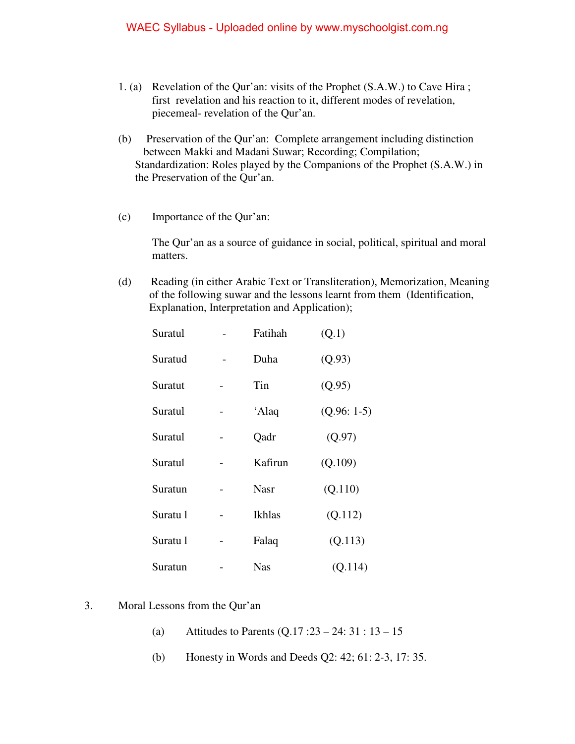1. (a) Revelation of the Qur'an: visits of the Prophet (S.A.W.) to Cave Hira ; first revelation and his reaction to it, different modes of revelation, piecemeal- revelation of the Qur'an.

(b) Preservation of the Qur'an: Complete arrangement including distinction between Makki and Madani Suwar; Recording; Compilation; Standardization: Roles played by the Companions of the Prophet (S.A.W.) in the Preservation of the Qur'an.

(c) Importance of the Qur'an:

The Qur'an as a source of guidance in social, political, spiritual and moral matters.

(d) Reading (in either Arabic Text or Transliteration), Memorization, Meaning of the following suwar and the lessons learnt from them (Identification, Explanation, Interpretation and Application);

| | | | |
|---|---|---|---|
| Suratul | - | Fatihah | (Q.1) |
| Suratud | - | Duha | (Q.93) |
| Suratut | - | Tin | (Q.95) |
| Suratul | - | 'Alaq | (Q.96: 1-5) |
| Suratul | - | Qadr | (Q.97) |
| Suratul | - | Kafirun | (Q.109) |
| Suratun | - | Nasr | (Q.110) |
| Suratu l | - | Ikhlas | (Q.112) |
| Suratu l | - | Falaq | (Q.113) |
| Suratun | - | Nas | (Q.114) |

3. Moral Lessons from the Qur'an

   (a) Attitudes to Parents (Q.17 :23 – 24: 31 : 13 – 15

   (b) Honesty in Words and Deeds Q2: 42; 61: 2-3, 17: 35.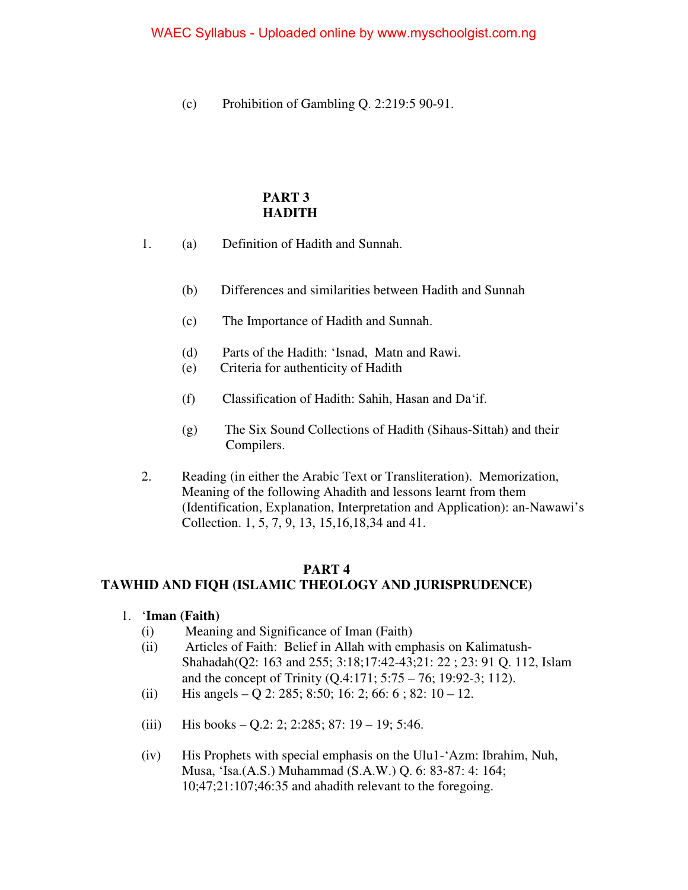(c) Prohibition of Gambling Q. 2:219:5 90-91.

## PART 3
## HADITH

1. (a) Definition of Hadith and Sunnah.

   (b) Differences and similarities between Hadith and Sunnah

   (c) The Importance of Hadith and Sunnah.

   (d) Parts of the Hadith: 'Isnad, Matn and Rawi.

   (e) Criteria for authenticity of Hadith

   (f) Classification of Hadith: Sahih, Hasan and Da'if.

   (g) The Six Sound Collections of Hadith (Sihaus-Sittah) and their Compilers.

2. Reading (in either the Arabic Text or Transliteration). Memorization, Meaning of the following Ahadith and lessons learnt from them (Identification, Explanation, Interpretation and Application): an-Nawawi's Collection. 1, 5, 7, 9, 13, 15,16,18,34 and 41.

## PART 4
## TAWHID AND FIQH (ISLAMIC THEOLOGY AND JURISPRUDENCE)

1. **'Iman (Faith)**
   - (i) Meaning and Significance of Iman (Faith)
   - (ii) Articles of Faith: Belief in Allah with emphasis on Kalimatush-Shahadah(Q2: 163 and 255; 3:18;17:42-43;21: 22 ; 23: 91 Q. 112, Islam and the concept of Trinity (Q.4:171; 5:75 – 76; 19:92-3; 112).
   - (ii) His angels – Q 2: 285; 8:50; 16: 2; 66: 6 ; 82: 10 – 12.
   - (iii) His books – Q.2: 2; 2:285; 87: 19 – 19; 5:46.
   - (iv) His Prophets with special emphasis on the Ulu1-'Azm: Ibrahim, Nuh, Musa, 'Isa.(A.S.) Muhammad (S.A.W.) Q. 6: 83-87: 4: 164; 10;47;21:107;46:35 and ahadith relevant to the foregoing.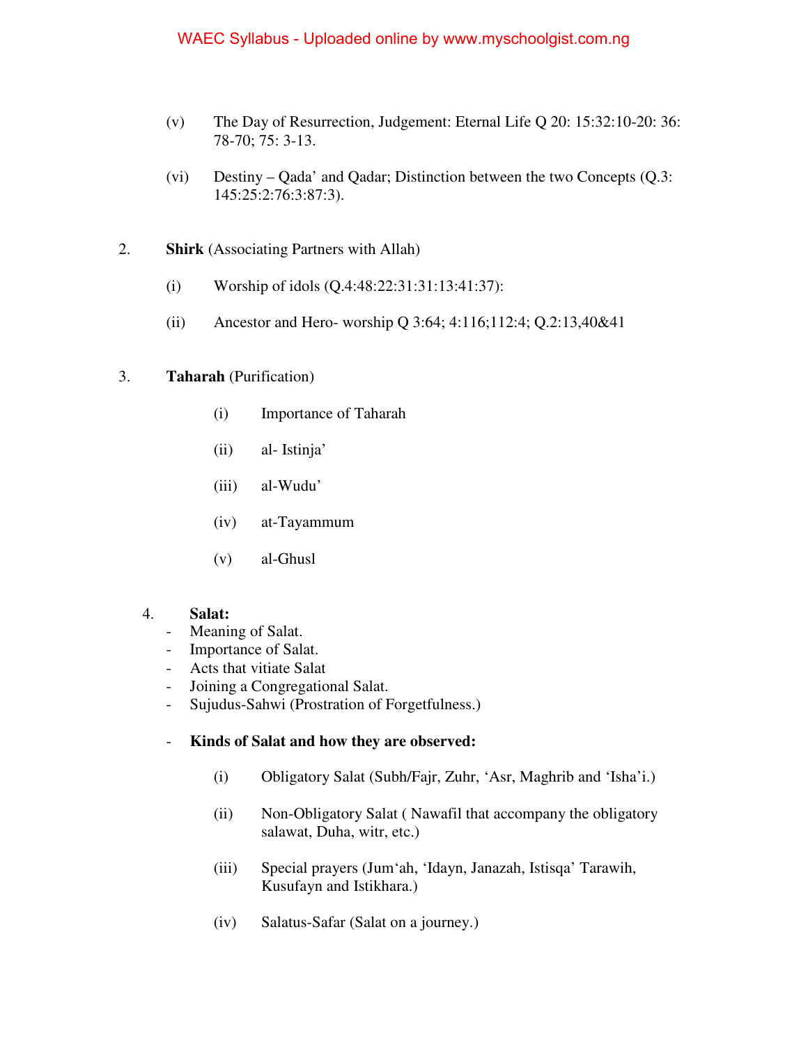(v) The Day of Resurrection, Judgement: Eternal Life Q 20: 15:32:10-20: 36: 78-70; 75: 3-13.

(vi) Destiny – Qada' and Qadar; Distinction between the two Concepts (Q.3: 145:25:2:76:3:87:3).

2. **Shirk** (Associating Partners with Allah)

(i) Worship of idols (Q.4:48:22:31:31:13:41:37):

(ii) Ancestor and Hero- worship Q 3:64; 4:116;112:4; Q.2:13,40&41

3. **Taharah** (Purification)

(i) Importance of Taharah

(ii) al- Istinja'

(iii) al-Wudu'

(iv) at-Tayammum

(v) al-Ghusl

4. **Salat:**

- Meaning of Salat.
- Importance of Salat.
- Acts that vitiate Salat
- Joining a Congregational Salat.
- Sujudus-Sahwi (Prostration of Forgetfulness.)

- **Kinds of Salat and how they are observed:**

(i) Obligatory Salat (Subh/Fajr, Zuhr, 'Asr, Maghrib and 'Isha'i.)

(ii) Non-Obligatory Salat ( Nawafil that accompany the obligatory salawat, Duha, witr, etc.)

(iii) Special prayers (Jum'ah, 'Idayn, Janazah, Istisqa' Tarawih, Kusufayn and Istikhara.)

(iv) Salatus-Safar (Salat on a journey.)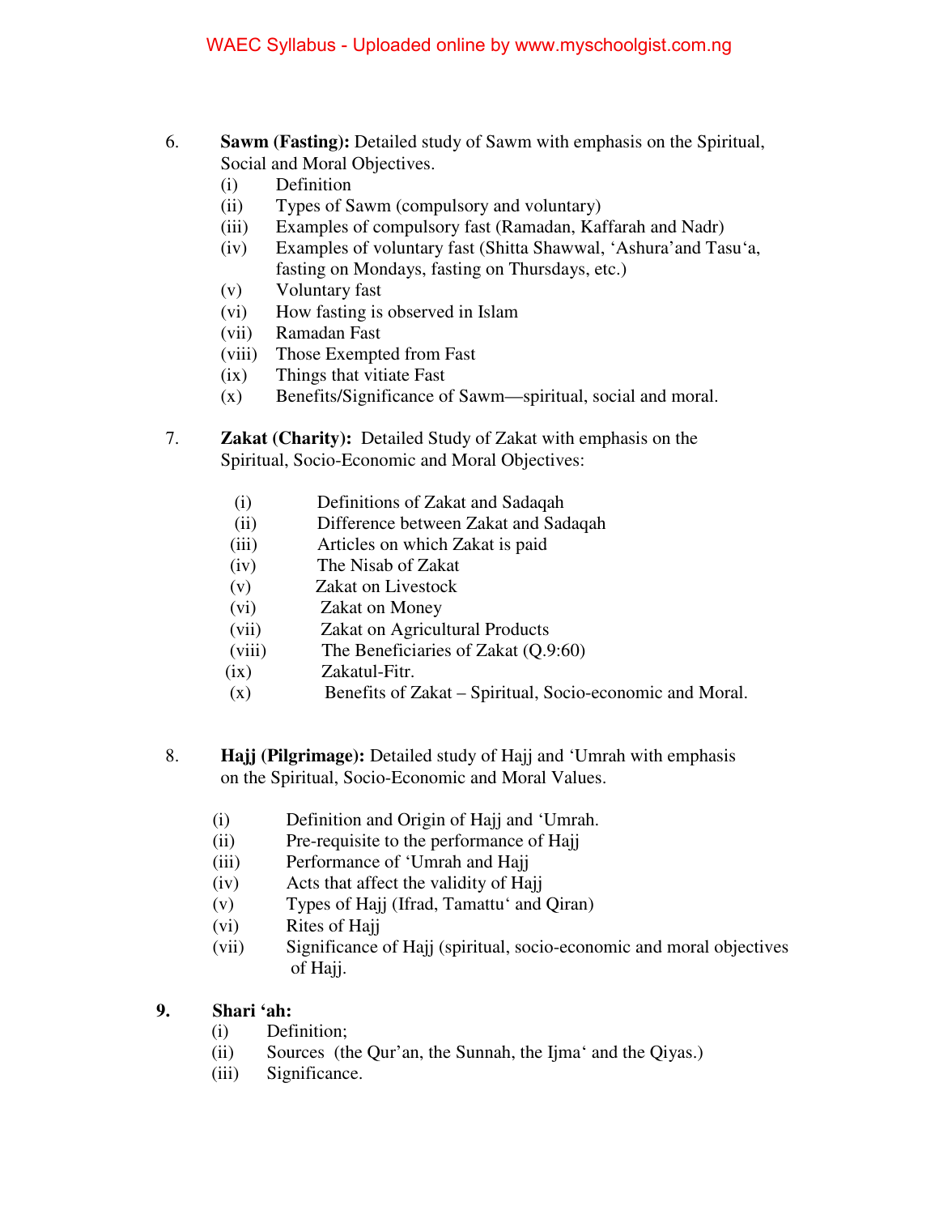6. **Sawm (Fasting):** Detailed study of Sawm with emphasis on the Spiritual, Social and Moral Objectives.
   (i) Definition
   (ii) Types of Sawm (compulsory and voluntary)
   (iii) Examples of compulsory fast (Ramadan, Kaffarah and Nadr)
   (iv) Examples of voluntary fast (Shitta Shawwal, 'Ashura' and Tasu'a, fasting on Mondays, fasting on Thursdays, etc.)
   (v) Voluntary fast
   (vi) How fasting is observed in Islam
   (vii) Ramadan Fast
   (viii) Those Exempted from Fast
   (ix) Things that vitiate Fast
   (x) Benefits/Significance of Sawm—spiritual, social and moral.

7. **Zakat (Charity):** Detailed Study of Zakat with emphasis on the Spiritual, Socio-Economic and Moral Objectives:

   (i) Definitions of Zakat and Sadaqah
   (ii) Difference between Zakat and Sadaqah
   (iii) Articles on which Zakat is paid
   (iv) The Nisab of Zakat
   (v) Zakat on Livestock
   (vi) Zakat on Money
   (vii) Zakat on Agricultural Products
   (viii) The Beneficiaries of Zakat (Q.9:60)
   (ix) Zakatul-Fitr.
   (x) Benefits of Zakat – Spiritual, Socio-economic and Moral.

8. **Hajj (Pilgrimage):** Detailed study of Hajj and 'Umrah with emphasis on the Spiritual, Socio-Economic and Moral Values.

   (i) Definition and Origin of Hajj and 'Umrah.
   (ii) Pre-requisite to the performance of Hajj
   (iii) Performance of 'Umrah and Hajj
   (iv) Acts that affect the validity of Hajj
   (v) Types of Hajj (Ifrad, Tamattu' and Qiran)
   (vi) Rites of Hajj
   (vii) Significance of Hajj (spiritual, socio-economic and moral objectives of Hajj.

**9. Shari 'ah:**
   (i) Definition;
   (ii) Sources (the Qur'an, the Sunnah, the Ijma' and the Qiyas.)
   (iii) Significance.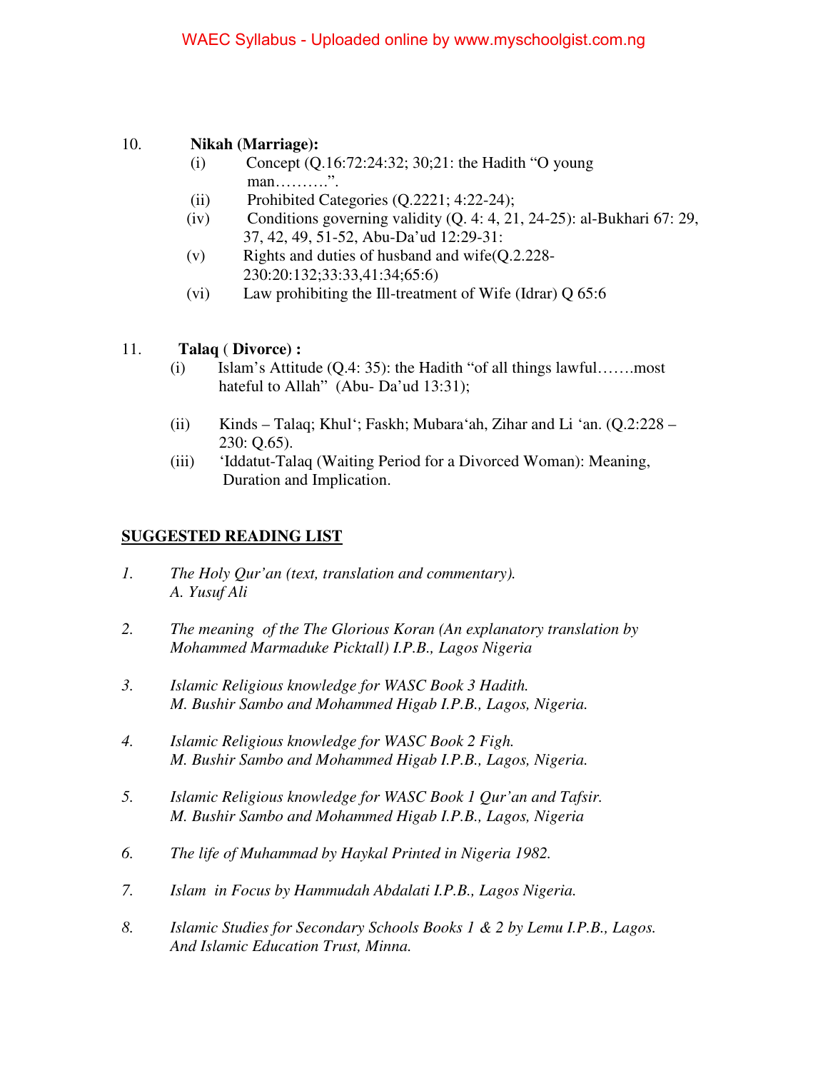10. **Nikah (Marriage):**
   - (i) Concept (Q.16:72:24:32; 30;21: the Hadith "O young man……….".
   - (ii) Prohibited Categories (Q.2221; 4:22-24);
   - (iv) Conditions governing validity (Q. 4: 4, 21, 24-25): al-Bukhari 67: 29, 37, 42, 49, 51-52, Abu-Da'ud 12:29-31:
   - (v) Rights and duties of husband and wife(Q.2.228-230:20:132;33:33,41:34;65:6)
   - (vi) Law prohibiting the Ill-treatment of Wife (Idrar) Q 65:6

11. **Talaq ( Divorce) :**
   - (i) Islam's Attitude (Q.4: 35): the Hadith "of all things lawful…….most hateful to Allah" (Abu- Da'ud 13:31);
   - (ii) Kinds – Talaq; Khul'; Faskh; Mubara'ah, Zihar and Li 'an. (Q.2:228 – 230: Q.65).
   - (iii) 'Iddatut-Talaq (Waiting Period for a Divorced Woman): Meaning, Duration and Implication.

## SUGGESTED READING LIST

1. *The Holy Qur'an (text, translation and commentary). A. Yusuf Ali*
2. *The meaning of the The Glorious Koran (An explanatory translation by Mohammed Marmaduke Picktall) I.P.B., Lagos Nigeria*
3. *Islamic Religious knowledge for WASC Book 3 Hadith. M. Bushir Sambo and Mohammed Higab I.P.B., Lagos, Nigeria.*
4. *Islamic Religious knowledge for WASC Book 2 Figh. M. Bushir Sambo and Mohammed Higab I.P.B., Lagos, Nigeria.*
5. *Islamic Religious knowledge for WASC Book 1 Qur'an and Tafsir. M. Bushir Sambo and Mohammed Higab I.P.B., Lagos, Nigeria*
6. *The life of Muhammad by Haykal Printed in Nigeria 1982.*
7. *Islam in Focus by Hammudah Abdalati I.P.B., Lagos Nigeria.*
8. *Islamic Studies for Secondary Schools Books 1 & 2 by Lemu I.P.B., Lagos. And Islamic Education Trust, Minna.*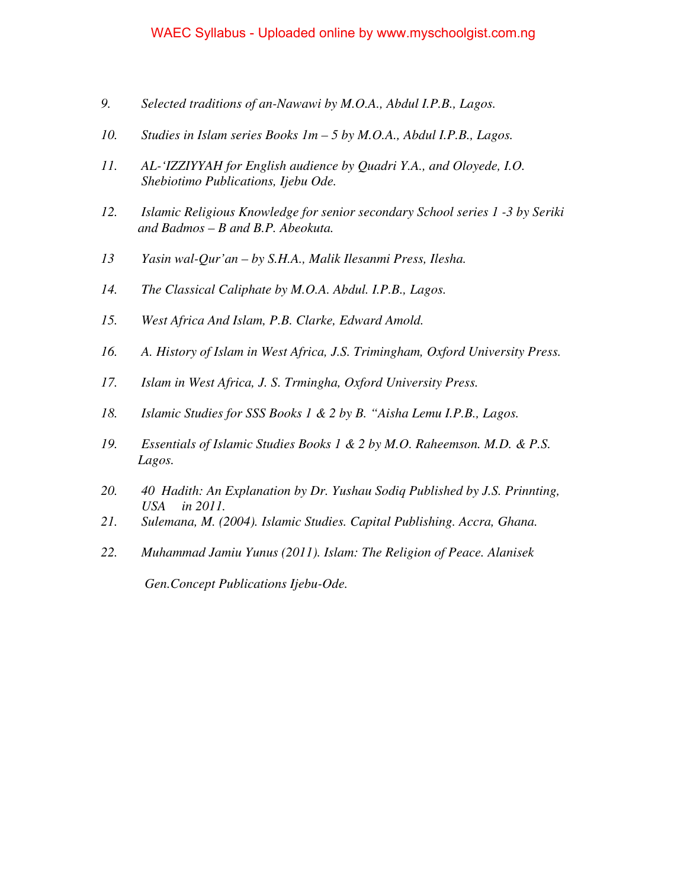9. *Selected traditions of an-Nawawi by M.O.A., Abdul I.P.B., Lagos.*

10. *Studies in Islam series Books 1m – 5 by M.O.A., Abdul I.P.B., Lagos.*

11. *AL-'IZZIYYAH for English audience by Quadri Y.A., and Oloyede, I.O. Shebiotimo Publications, Ijebu Ode.*

12. *Islamic Religious Knowledge for senior secondary School series 1 -3 by Seriki and Badmos – B and B.P. Abeokuta.*

13 *Yasin wal-Qur'an – by S.H.A., Malik Ilesanmi Press, Ilesha.*

14. *The Classical Caliphate by M.O.A. Abdul. I.P.B., Lagos.*

15. *West Africa And Islam, P.B. Clarke, Edward Amold.*

16. *A. History of Islam in West Africa, J.S. Trimingham, Oxford University Press.*

17. *Islam in West Africa, J. S. Trmingha, Oxford University Press.*

18. *Islamic Studies for SSS Books 1 & 2 by B. "Aisha Lemu I.P.B., Lagos.*

19. *Essentials of Islamic Studies Books 1 & 2 by M.O. Raheemson. M.D. & P.S. Lagos.*

20. *40 Hadith: An Explanation by Dr. Yushau Sodiq Published by J.S. Prinnting, USA in 2011.*

21. *Sulemana, M. (2004). Islamic Studies. Capital Publishing. Accra, Ghana.*

22. *Muhammad Jamiu Yunus (2011). Islam: The Religion of Peace. Alanisek Gen.Concept Publications Ijebu-Ode.*